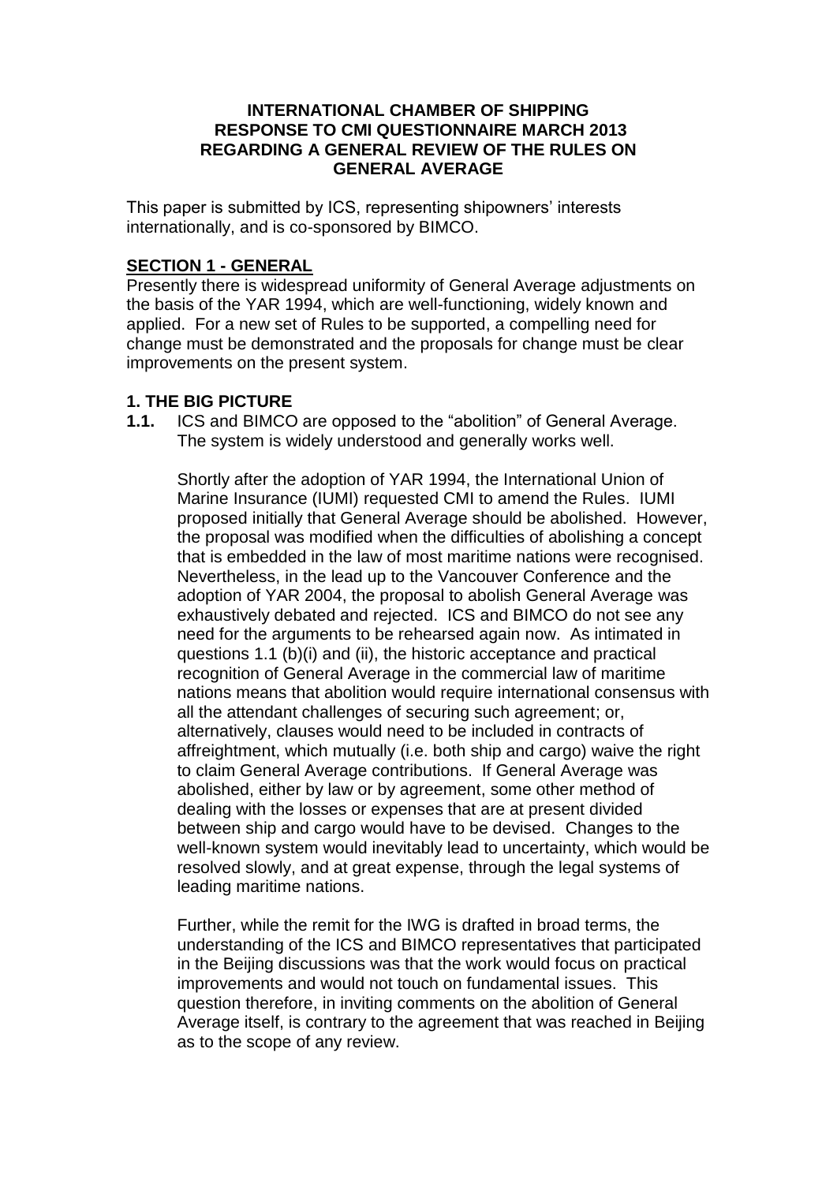**INTERNATIONAL CHAMBER OF SHIPPING RESPONSE TO CMI QUESTIONNAIRE MARCH 2013 REGARDING A GENERAL REVIEW OF THE RULES ON GENERAL AVERAGE**

This paper is submitted by ICS, representing shipowners' interests internationally, and is co-sponsored by BIMCO.

**SECTION 1 - GENERAL**

Presently there is widespread uniformity of General Average adjustments on the basis of the YAR 1994, which are well-functioning, widely known and applied. For a new set of Rules to be supported, a compelling need for change must be demonstrated and the proposals for change must be clear improvements on the present system.

**1. THE BIG PICTURE**

**1.1.** ICS and BIMCO are opposed to the "abolition" of General Average. The system is widely understood and generally works well.

Shortly after the adoption of YAR 1994, the International Union of Marine Insurance (IUMI) requested CMI to amend the Rules. IUMI proposed initially that General Average should be abolished. However, the proposal was modified when the difficulties of abolishing a concept that is embedded in the law of most maritime nations were recognised. Nevertheless, in the lead up to the Vancouver Conference and the adoption of YAR 2004, the proposal to abolish General Average was exhaustively debated and rejected. ICS and BIMCO do not see any need for the arguments to be rehearsed again now. As intimated in questions 1.1 (b)(i) and (ii), the historic acceptance and practical recognition of General Average in the commercial law of maritime nations means that abolition would require international consensus with all the attendant challenges of securing such agreement; or, alternatively, clauses would need to be included in contracts of affreightment, which mutually (i.e. both ship and cargo) waive the right to claim General Average contributions. If General Average was abolished, either by law or by agreement, some other method of dealing with the losses or expenses that are at present divided between ship and cargo would have to be devised. Changes to the well-known system would inevitably lead to uncertainty, which would be resolved slowly, and at great expense, through the legal systems of leading maritime nations.

Further, while the remit for the IWG is drafted in broad terms, the understanding of the ICS and BIMCO representatives that participated in the Beijing discussions was that the work would focus on practical improvements and would not touch on fundamental issues. This question therefore, in inviting comments on the abolition of General Average itself, is contrary to the agreement that was reached in Beijing as to the scope of any review.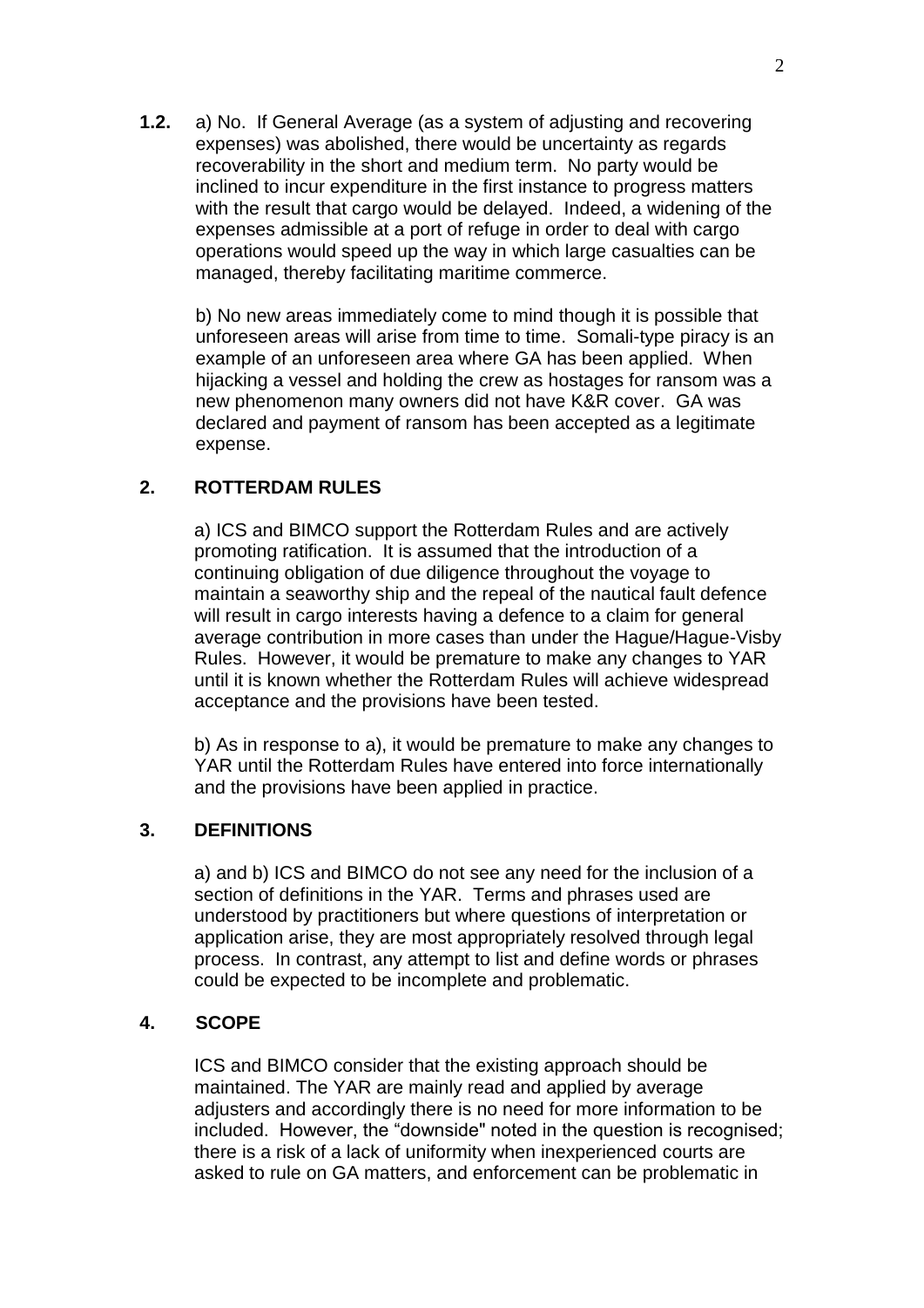**1.2.** a) No. If General Average (as a system of adjusting and recovering expenses) was abolished, there would be uncertainty as regards recoverability in the short and medium term. No party would be inclined to incur expenditure in the first instance to progress matters with the result that cargo would be delayed. Indeed, a widening of the expenses admissible at a port of refuge in order to deal with cargo operations would speed up the way in which large casualties can be managed, thereby facilitating maritime commerce.

b) No new areas immediately come to mind though it is possible that unforeseen areas will arise from time to time. Somali-type piracy is an example of an unforeseen area where GA has been applied. When hijacking a vessel and holding the crew as hostages for ransom was a new phenomenon many owners did not have K&R cover. GA was declared and payment of ransom has been accepted as a legitimate expense.

## 2. ROTTERDAM RULES

a) ICS and BIMCO support the Rotterdam Rules and are actively promoting ratification. It is assumed that the introduction of a continuing obligation of due diligence throughout the voyage to maintain a seaworthy ship and the repeal of the nautical fault defence will result in cargo interests having a defence to a claim for general average contribution in more cases than under the Hague/Hague-Visby Rules. However, it would be premature to make any changes to YAR until it is known whether the Rotterdam Rules will achieve widespread acceptance and the provisions have been tested.

b) As in response to a), it would be premature to make any changes to YAR until the Rotterdam Rules have entered into force internationally and the provisions have been applied in practice.

## 3. DEFINITIONS

a) and b) ICS and BIMCO do not see any need for the inclusion of a section of definitions in the YAR. Terms and phrases used are understood by practitioners but where questions of interpretation or application arise, they are most appropriately resolved through legal process. In contrast, any attempt to list and define words or phrases could be expected to be incomplete and problematic.

## 4. SCOPE

ICS and BIMCO consider that the existing approach should be maintained. The YAR are mainly read and applied by average adjusters and accordingly there is no need for more information to be included. However, the "downside" noted in the question is recognised; there is a risk of a lack of uniformity when inexperienced courts are asked to rule on GA matters, and enforcement can be problematic in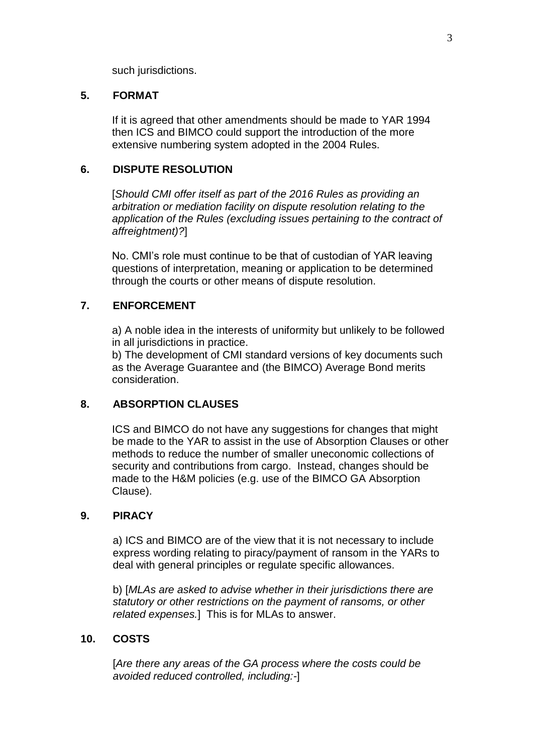such jurisdictions.

## 5. FORMAT

If it is agreed that other amendments should be made to YAR 1994 then ICS and BIMCO could support the introduction of the more extensive numbering system adopted in the 2004 Rules.

## 6. DISPUTE RESOLUTION

[*Should CMI offer itself as part of the 2016 Rules as providing an arbitration or mediation facility on dispute resolution relating to the application of the Rules (excluding issues pertaining to the contract of affreightment)?*]

No. CMI's role must continue to be that of custodian of YAR leaving questions of interpretation, meaning or application to be determined through the courts or other means of dispute resolution.

## 7. ENFORCEMENT

a) A noble idea in the interests of uniformity but unlikely to be followed in all jurisdictions in practice.
b) The development of CMI standard versions of key documents such as the Average Guarantee and (the BIMCO) Average Bond merits consideration.

## 8. ABSORPTION CLAUSES

ICS and BIMCO do not have any suggestions for changes that might be made to the YAR to assist in the use of Absorption Clauses or other methods to reduce the number of smaller uneconomic collections of security and contributions from cargo. Instead, changes should be made to the H&M policies (e.g. use of the BIMCO GA Absorption Clause).

## 9. PIRACY

a) ICS and BIMCO are of the view that it is not necessary to include express wording relating to piracy/payment of ransom in the YARs to deal with general principles or regulate specific allowances.

b) [*MLAs are asked to advise whether in their jurisdictions there are statutory or other restrictions on the payment of ransoms, or other related expenses.*] This is for MLAs to answer.

## 10. COSTS

[*Are there any areas of the GA process where the costs could be avoided reduced controlled, including:-*]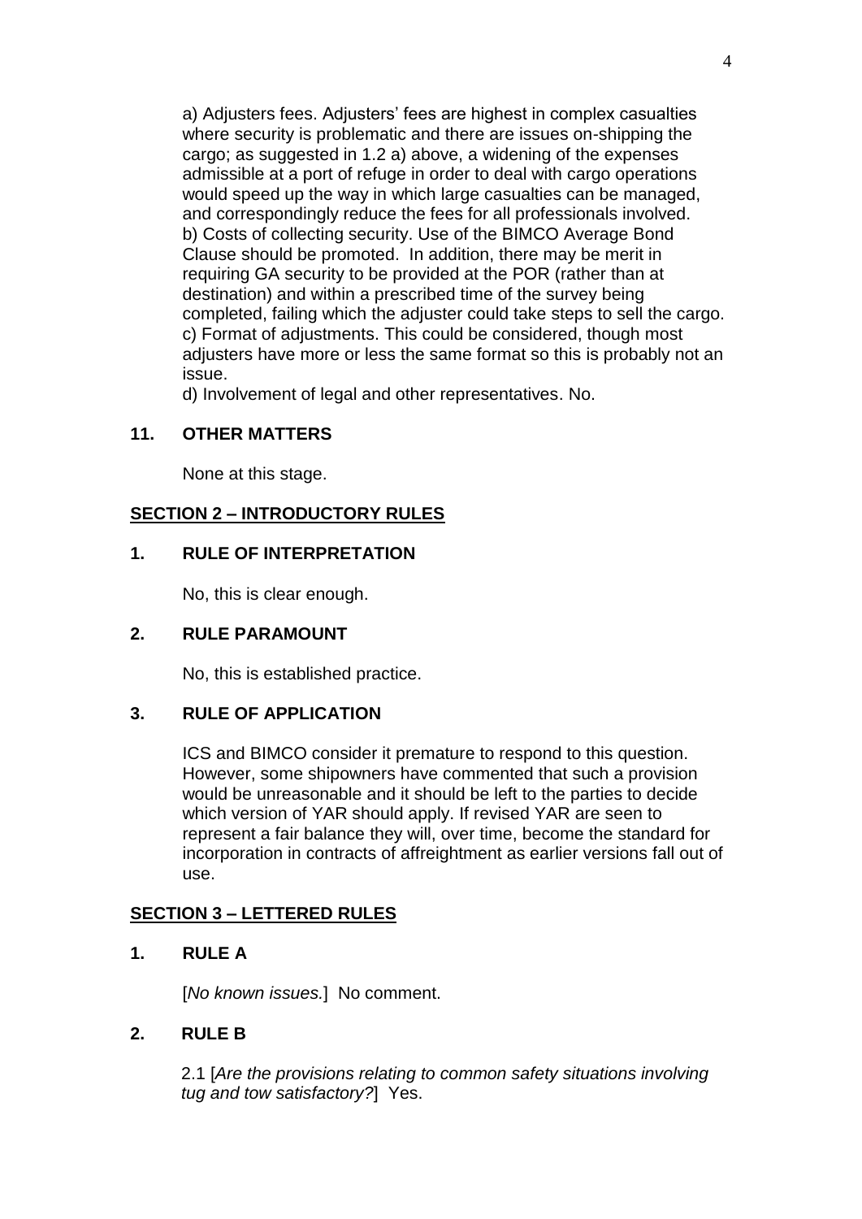a) Adjusters fees. Adjusters' fees are highest in complex casualties where security is problematic and there are issues on-shipping the cargo; as suggested in 1.2 a) above, a widening of the expenses admissible at a port of refuge in order to deal with cargo operations would speed up the way in which large casualties can be managed, and correspondingly reduce the fees for all professionals involved.

b) Costs of collecting security. Use of the BIMCO Average Bond Clause should be promoted. In addition, there may be merit in requiring GA security to be provided at the POR (rather than at destination) and within a prescribed time of the survey being completed, failing which the adjuster could take steps to sell the cargo.

c) Format of adjustments. This could be considered, though most adjusters have more or less the same format so this is probably not an issue.

d) Involvement of legal and other representatives. No.

### 11. OTHER MATTERS

None at this stage.

## SECTION 2 – INTRODUCTORY RULES

### 1. RULE OF INTERPRETATION

No, this is clear enough.

### 2. RULE PARAMOUNT

No, this is established practice.

### 3. RULE OF APPLICATION

ICS and BIMCO consider it premature to respond to this question. However, some shipowners have commented that such a provision would be unreasonable and it should be left to the parties to decide which version of YAR should apply. If revised YAR are seen to represent a fair balance they will, over time, become the standard for incorporation in contracts of affreightment as earlier versions fall out of use.

## SECTION 3 – LETTERED RULES

### 1. RULE A

[*No known issues.*] No comment.

### 2. RULE B

2.1 [*Are the provisions relating to common safety situations involving tug and tow satisfactory?*] Yes.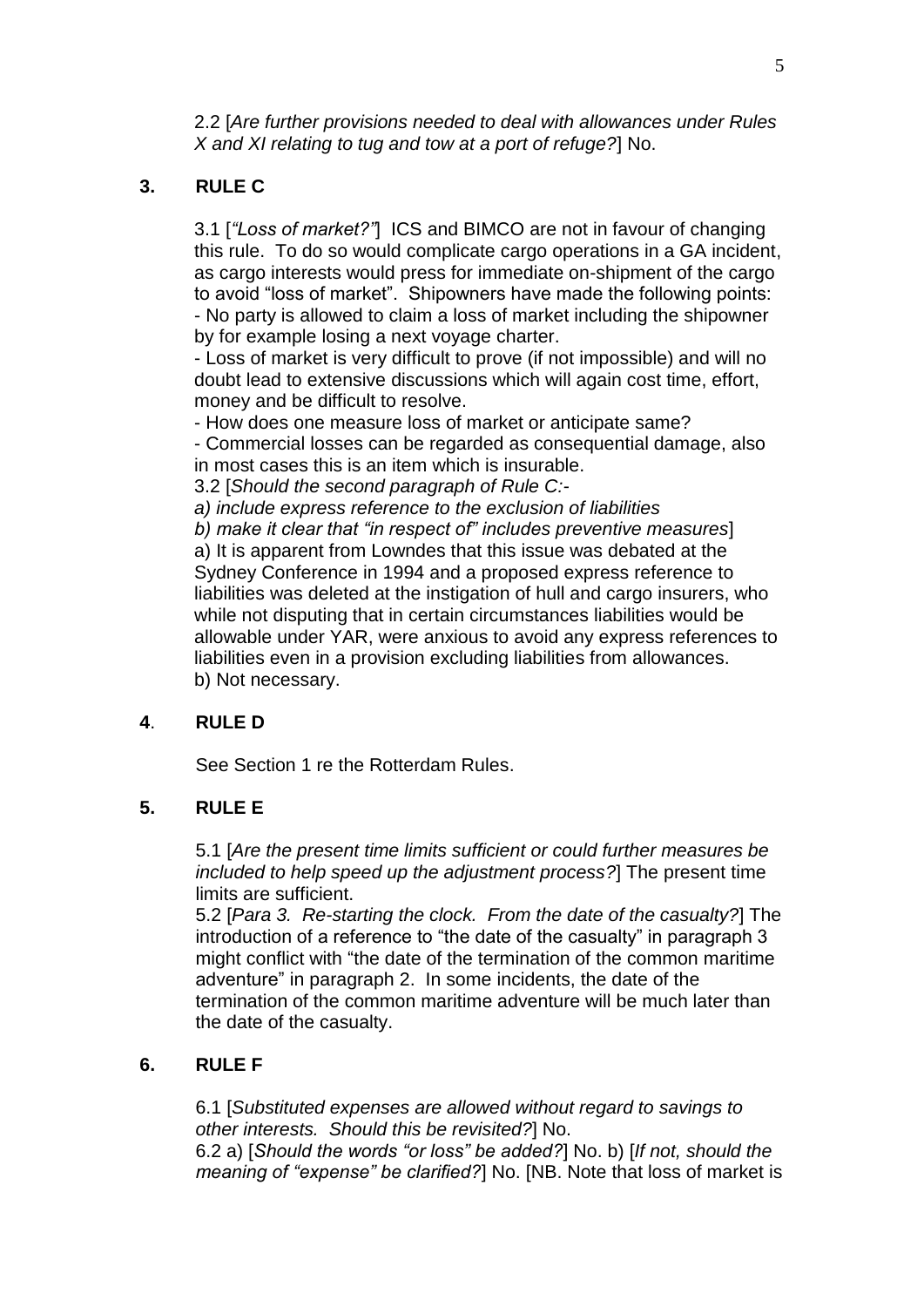2.2 [*Are further provisions needed to deal with allowances under Rules X and XI relating to tug and tow at a port of refuge?*] No.

## 3. RULE C

3.1 [*"Loss of market?"*] ICS and BIMCO are not in favour of changing this rule. To do so would complicate cargo operations in a GA incident, as cargo interests would press for immediate on-shipment of the cargo to avoid "loss of market". Shipowners have made the following points:
- No party is allowed to claim a loss of market including the shipowner by for example losing a next voyage charter.
- Loss of market is very difficult to prove (if not impossible) and will no doubt lead to extensive discussions which will again cost time, effort, money and be difficult to resolve.
- How does one measure loss of market or anticipate same?
- Commercial losses can be regarded as consequential damage, also in most cases this is an item which is insurable.

3.2 [*Should the second paragraph of Rule C:-*
*a) include express reference to the exclusion of liabilities*
*b) make it clear that "in respect of" includes preventive measures*]
a) It is apparent from Lowndes that this issue was debated at the Sydney Conference in 1994 and a proposed express reference to liabilities was deleted at the instigation of hull and cargo insurers, who while not disputing that in certain circumstances liabilities would be allowable under YAR, were anxious to avoid any express references to liabilities even in a provision excluding liabilities from allowances.
b) Not necessary.

## 4. RULE D

See Section 1 re the Rotterdam Rules.

## 5. RULE E

5.1 [*Are the present time limits sufficient or could further measures be included to help speed up the adjustment process?*] The present time limits are sufficient.

5.2 [*Para 3. Re-starting the clock. From the date of the casualty?*] The introduction of a reference to "the date of the casualty" in paragraph 3 might conflict with "the date of the termination of the common maritime adventure" in paragraph 2. In some incidents, the date of the termination of the common maritime adventure will be much later than the date of the casualty.

## 6. RULE F

6.1 [*Substituted expenses are allowed without regard to savings to other interests. Should this be revisited?*] No.

6.2 a) [*Should the words "or loss" be added?*] No. b) [*If not, should the meaning of "expense" be clarified?*] No. [NB. Note that loss of market is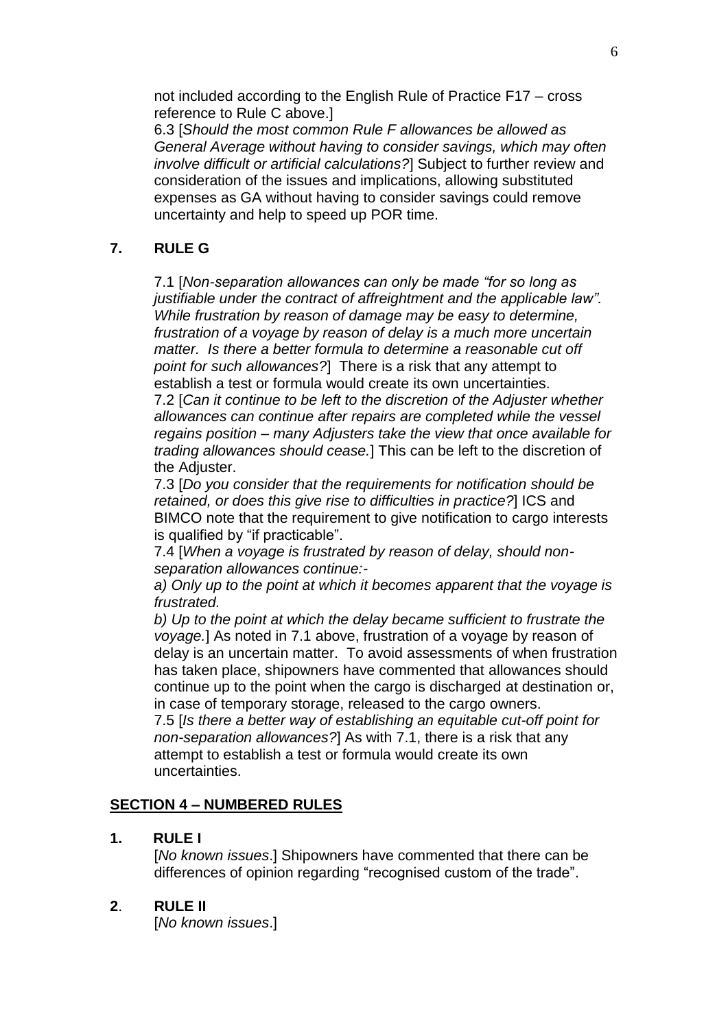not included according to the English Rule of Practice F17 – cross reference to Rule C above.]

6.3 [*Should the most common Rule F allowances be allowed as General Average without having to consider savings, which may often involve difficult or artificial calculations?*] Subject to further review and consideration of the issues and implications, allowing substituted expenses as GA without having to consider savings could remove uncertainty and help to speed up POR time.

## 7. RULE G

7.1 [*Non-separation allowances can only be made "for so long as justifiable under the contract of affreightment and the applicable law". While frustration by reason of damage may be easy to determine, frustration of a voyage by reason of delay is a much more uncertain matter. Is there a better formula to determine a reasonable cut off point for such allowances?*] There is a risk that any attempt to establish a test or formula would create its own uncertainties.

7.2 [*Can it continue to be left to the discretion of the Adjuster whether allowances can continue after repairs are completed while the vessel regains position – many Adjusters take the view that once available for trading allowances should cease.*] This can be left to the discretion of the Adjuster.

7.3 [*Do you consider that the requirements for notification should be retained, or does this give rise to difficulties in practice?*] ICS and BIMCO note that the requirement to give notification to cargo interests is qualified by "if practicable".

7.4 [*When a voyage is frustrated by reason of delay, should non-separation allowances continue:-*

*a) Only up to the point at which it becomes apparent that the voyage is frustrated.*

*b) Up to the point at which the delay became sufficient to frustrate the voyage.*] As noted in 7.1 above, frustration of a voyage by reason of delay is an uncertain matter. To avoid assessments of when frustration has taken place, shipowners have commented that allowances should continue up to the point when the cargo is discharged at destination or, in case of temporary storage, released to the cargo owners.

7.5 [*Is there a better way of establishing an equitable cut-off point for non-separation allowances?*] As with 7.1, there is a risk that any attempt to establish a test or formula would create its own uncertainties.

## SECTION 4 – NUMBERED RULES

## 1. RULE I

[*No known issues*.] Shipowners have commented that there can be differences of opinion regarding "recognised custom of the trade".

## 2. RULE II

[*No known issues*.]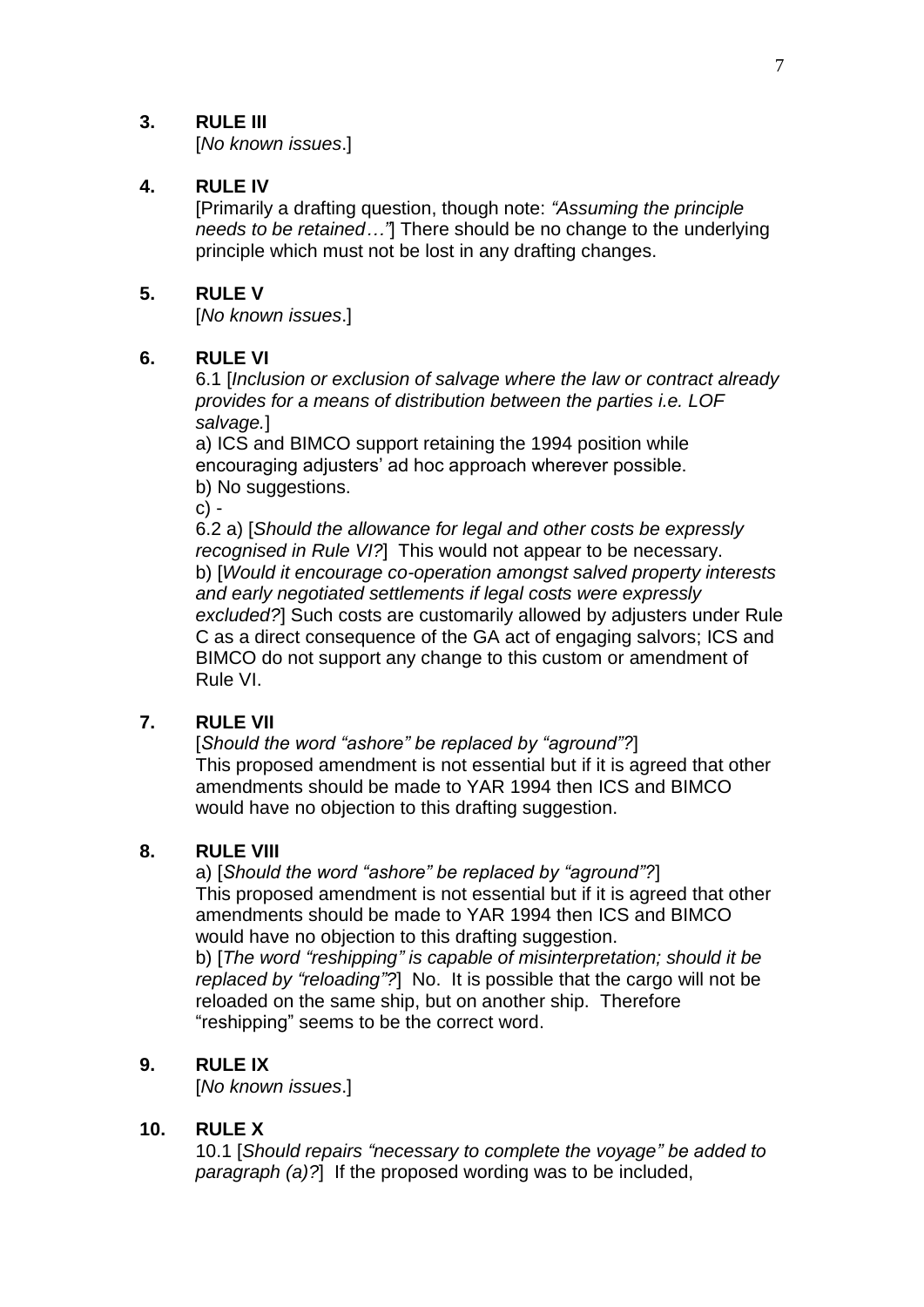## 3. RULE III

[*No known issues*.]

## 4. RULE IV

[Primarily a drafting question, though note: *"Assuming the principle needs to be retained…"*] There should be no change to the underlying principle which must not be lost in any drafting changes.

## 5. RULE V

[*No known issues*.]

## 6. RULE VI

6.1 [*Inclusion or exclusion of salvage where the law or contract already provides for a means of distribution between the parties i.e. LOF salvage.*]

a) ICS and BIMCO support retaining the 1994 position while encouraging adjusters' ad hoc approach wherever possible.

b) No suggestions.

c) -

6.2 a) [*Should the allowance for legal and other costs be expressly recognised in Rule VI?*] This would not appear to be necessary.

b) [*Would it encourage co-operation amongst salved property interests and early negotiated settlements if legal costs were expressly excluded?*] Such costs are customarily allowed by adjusters under Rule C as a direct consequence of the GA act of engaging salvors; ICS and BIMCO do not support any change to this custom or amendment of Rule VI.

## 7. RULE VII

[*Should the word "ashore" be replaced by "aground"?*]

This proposed amendment is not essential but if it is agreed that other amendments should be made to YAR 1994 then ICS and BIMCO would have no objection to this drafting suggestion.

## 8. RULE VIII

a) [*Should the word "ashore" be replaced by "aground"?*]

This proposed amendment is not essential but if it is agreed that other amendments should be made to YAR 1994 then ICS and BIMCO would have no objection to this drafting suggestion.

b) [*The word "reshipping" is capable of misinterpretation; should it be replaced by "reloading"?*] No. It is possible that the cargo will not be reloaded on the same ship, but on another ship. Therefore "reshipping" seems to be the correct word.

## 9. RULE IX

[*No known issues*.]

## 10. RULE X

10.1 [*Should repairs "necessary to complete the voyage" be added to paragraph (a)?*] If the proposed wording was to be included,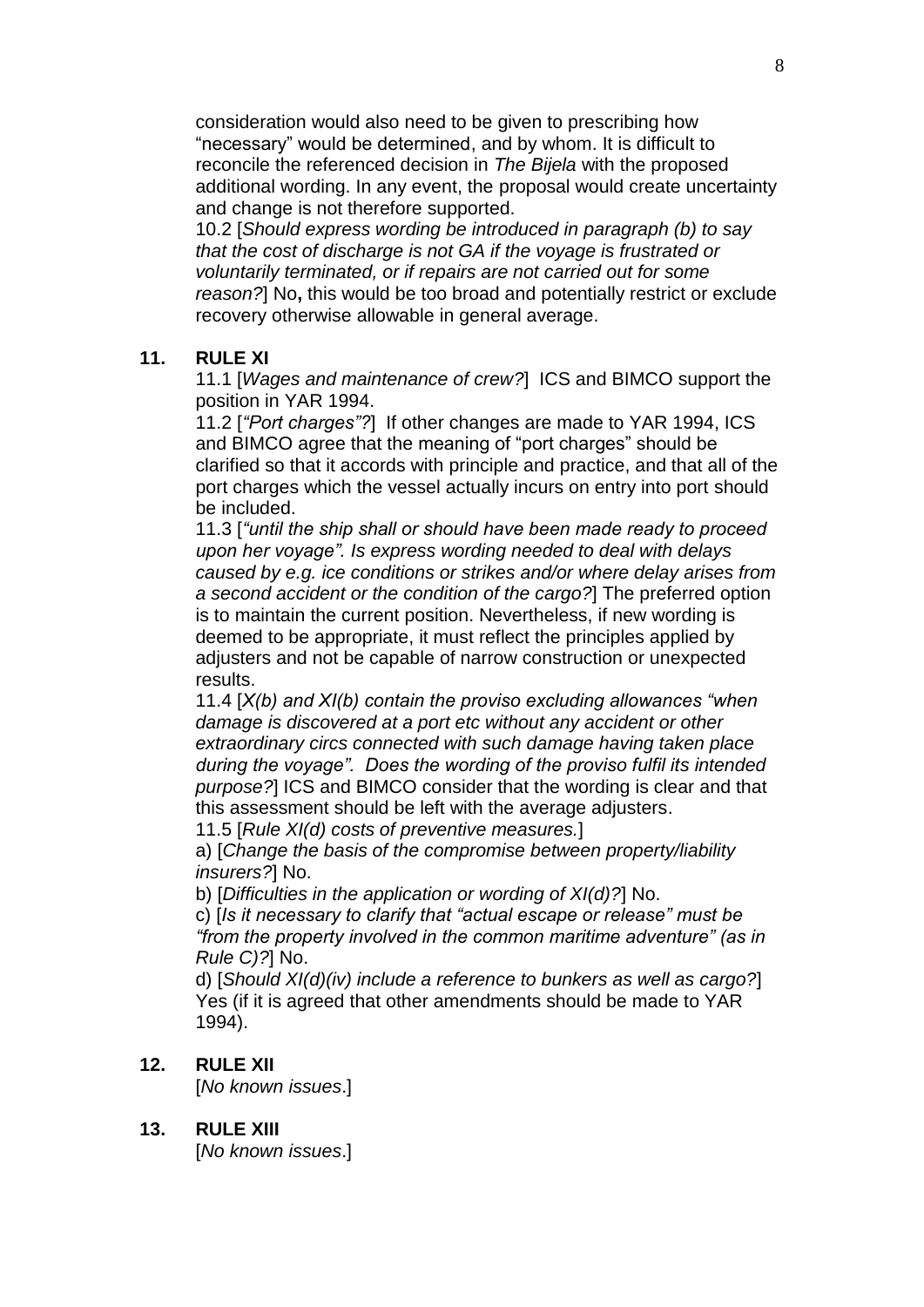consideration would also need to be given to prescribing how "necessary" would be determined, and by whom. It is difficult to reconcile the referenced decision in *The Bijela* with the proposed additional wording. In any event, the proposal would create uncertainty and change is not therefore supported.

10.2 [*Should express wording be introduced in paragraph (b) to say that the cost of discharge is not GA if the voyage is frustrated or voluntarily terminated, or if repairs are not carried out for some reason?*] No**,** this would be too broad and potentially restrict or exclude recovery otherwise allowable in general average.

## 11. RULE XI

11.1 [*Wages and maintenance of crew?*] ICS and BIMCO support the position in YAR 1994.

11.2 [*"Port charges"?*] If other changes are made to YAR 1994, ICS and BIMCO agree that the meaning of "port charges" should be clarified so that it accords with principle and practice, and that all of the port charges which the vessel actually incurs on entry into port should be included.

11.3 [*"until the ship shall or should have been made ready to proceed upon her voyage". Is express wording needed to deal with delays caused by e.g. ice conditions or strikes and/or where delay arises from a second accident or the condition of the cargo?*] The preferred option is to maintain the current position. Nevertheless, if new wording is deemed to be appropriate, it must reflect the principles applied by adjusters and not be capable of narrow construction or unexpected results.

11.4 [*X(b) and XI(b) contain the proviso excluding allowances "when damage is discovered at a port etc without any accident or other extraordinary circs connected with such damage having taken place during the voyage". Does the wording of the proviso fulfil its intended purpose?*] ICS and BIMCO consider that the wording is clear and that this assessment should be left with the average adjusters.

11.5 [*Rule XI(d) costs of preventive measures.*]

a) [*Change the basis of the compromise between property/liability insurers?*] No.

b) [*Difficulties in the application or wording of XI(d)?*] No.

c) [*Is it necessary to clarify that "actual escape or release" must be "from the property involved in the common maritime adventure" (as in Rule C)?*] No.

d) [*Should XI(d)(iv) include a reference to bunkers as well as cargo?*] Yes (if it is agreed that other amendments should be made to YAR 1994).

## 12. RULE XII

[*No known issues*.]

## 13. RULE XIII

[*No known issues*.]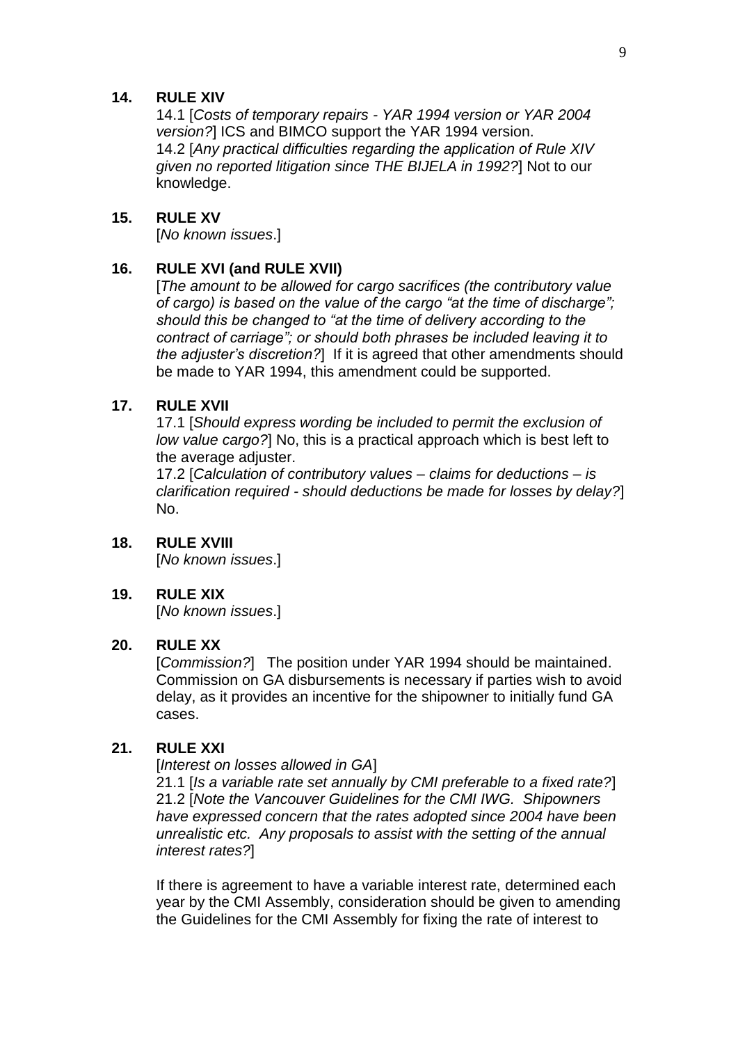**14. RULE XIV**

14.1 [*Costs of temporary repairs - YAR 1994 version or YAR 2004 version?*] ICS and BIMCO support the YAR 1994 version.
14.2 [*Any practical difficulties regarding the application of Rule XIV given no reported litigation since THE BIJELA in 1992?*] Not to our knowledge.

**15. RULE XV**

[*No known issues*.]

**16. RULE XVI (and RULE XVII)**

[*The amount to be allowed for cargo sacrifices (the contributory value of cargo) is based on the value of the cargo "at the time of discharge"; should this be changed to "at the time of delivery according to the contract of carriage"; or should both phrases be included leaving it to the adjuster's discretion?*] If it is agreed that other amendments should be made to YAR 1994, this amendment could be supported.

**17. RULE XVII**

17.1 [*Should express wording be included to permit the exclusion of low value cargo?*] No, this is a practical approach which is best left to the average adjuster.
17.2 [*Calculation of contributory values – claims for deductions – is clarification required - should deductions be made for losses by delay?*] No.

**18. RULE XVIII**

[*No known issues*.]

**19. RULE XIX**

[*No known issues*.]

**20. RULE XX**

[*Commission?*] The position under YAR 1994 should be maintained. Commission on GA disbursements is necessary if parties wish to avoid delay, as it provides an incentive for the shipowner to initially fund GA cases.

**21. RULE XXI**

[*Interest on losses allowed in GA*]
21.1 [*Is a variable rate set annually by CMI preferable to a fixed rate?*]
21.2 [*Note the Vancouver Guidelines for the CMI IWG. Shipowners have expressed concern that the rates adopted since 2004 have been unrealistic etc. Any proposals to assist with the setting of the annual interest rates?*]

If there is agreement to have a variable interest rate, determined each year by the CMI Assembly, consideration should be given to amending the Guidelines for the CMI Assembly for fixing the rate of interest to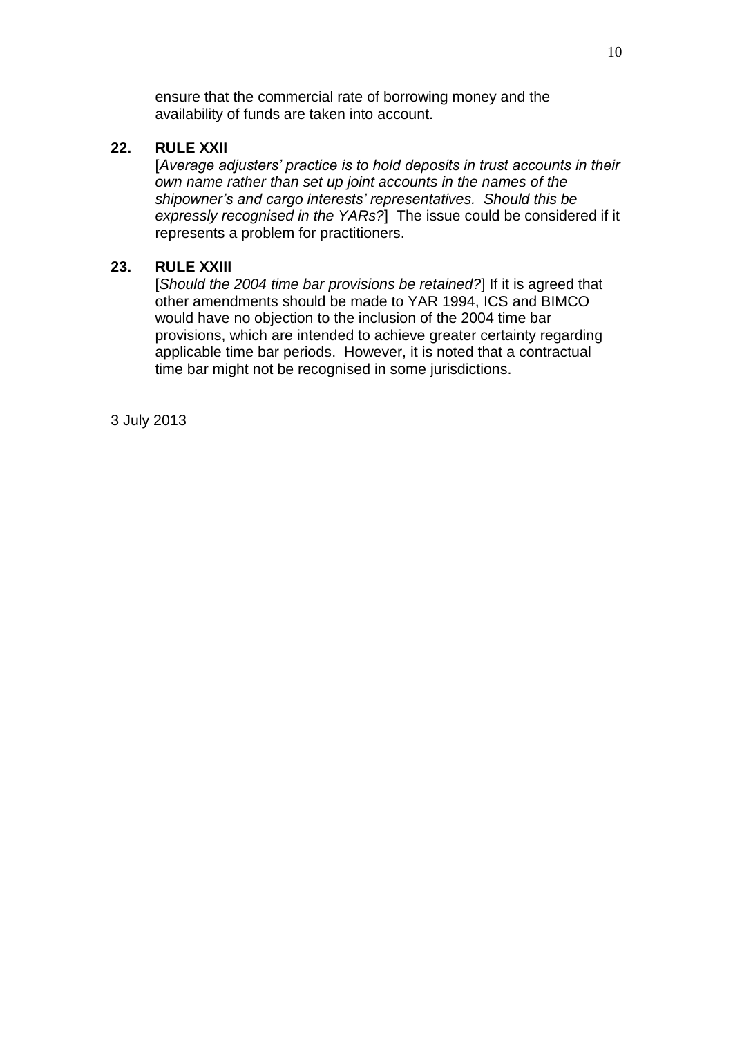ensure that the commercial rate of borrowing money and the availability of funds are taken into account.

**22. RULE XXII**

[*Average adjusters' practice is to hold deposits in trust accounts in their own name rather than set up joint accounts in the names of the shipowner's and cargo interests' representatives. Should this be expressly recognised in the YARs?*] The issue could be considered if it represents a problem for practitioners.

**23. RULE XXIII**

[*Should the 2004 time bar provisions be retained?*] If it is agreed that other amendments should be made to YAR 1994, ICS and BIMCO would have no objection to the inclusion of the 2004 time bar provisions, which are intended to achieve greater certainty regarding applicable time bar periods. However, it is noted that a contractual time bar might not be recognised in some jurisdictions.

3 July 2013